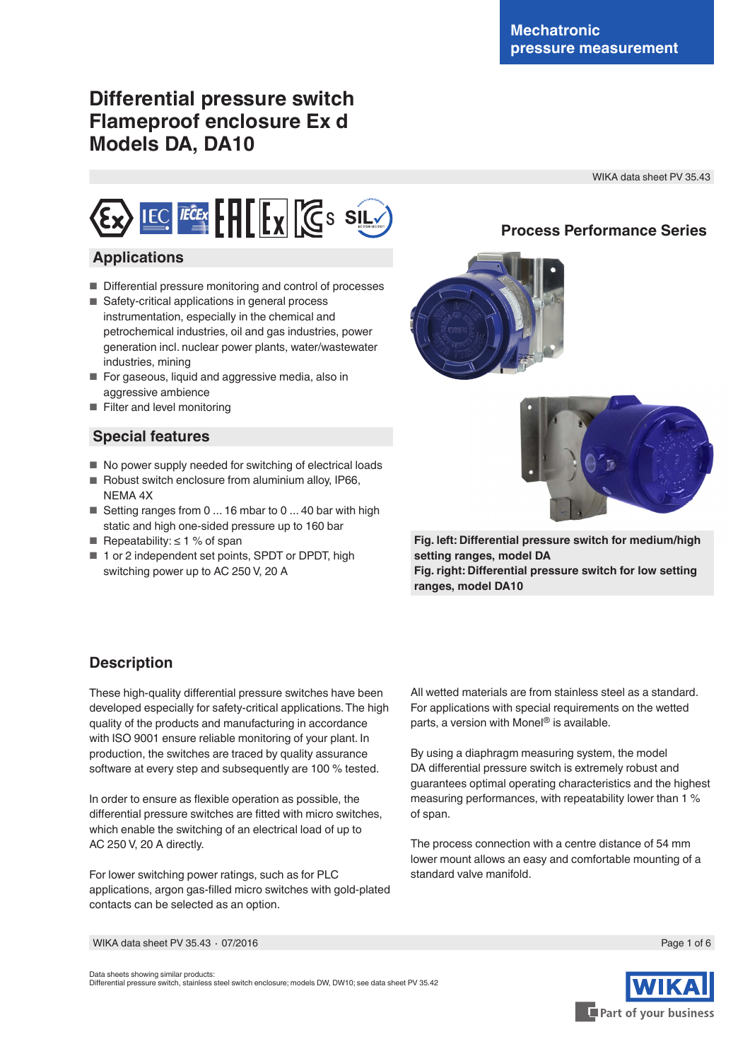Mechatronic pressure measurement

# Differential pressure switch
# Flameproof enclosure Ex d
# Models DA, DA10

WIKA data sheet PV 35.43

Process Performance Series

## Applications

- Differential pressure monitoring and control of processes
- Safety-critical applications in general process instrumentation, especially in the chemical and petrochemical industries, oil and gas industries, power generation incl. nuclear power plants, water/wastewater industries, mining
- For gaseous, liquid and aggressive media, also in aggressive ambience
- Filter and level monitoring

## Special features

- No power supply needed for switching of electrical loads
- Robust switch enclosure from aluminium alloy, IP66, NEMA 4X
- Setting ranges from 0 ... 16 mbar to 0 ... 40 bar with high static and high one-sided pressure up to 160 bar
- Repeatability: ≤ 1 % of span
- 1 or 2 independent set points, SPDT or DPDT, high switching power up to AC 250 V, 20 A

**Fig. left: Differential pressure switch for medium/high setting ranges, model DA**
**Fig. right: Differential pressure switch for low setting ranges, model DA10**

## Description

These high-quality differential pressure switches have been developed especially for safety-critical applications. The high quality of the products and manufacturing in accordance with ISO 9001 ensure reliable monitoring of your plant. In production, the switches are traced by quality assurance software at every step and subsequently are 100 % tested.

In order to ensure as flexible operation as possible, the differential pressure switches are fitted with micro switches, which enable the switching of an electrical load of up to AC 250 V, 20 A directly.

For lower switching power ratings, such as for PLC applications, argon gas-filled micro switches with gold-plated contacts can be selected as an option.

All wetted materials are from stainless steel as a standard. For applications with special requirements on the wetted parts, a version with Monel® is available.

By using a diaphragm measuring system, the model DA differential pressure switch is extremely robust and guarantees optimal operating characteristics and the highest measuring performances, with repeatability lower than 1 % of span.

The process connection with a centre distance of 54 mm lower mount allows an easy and comfortable mounting of a standard valve manifold.

Data sheets showing similar products:
Differential pressure switch, stainless steel switch enclosure; models DW, DW10; see data sheet PV 35.42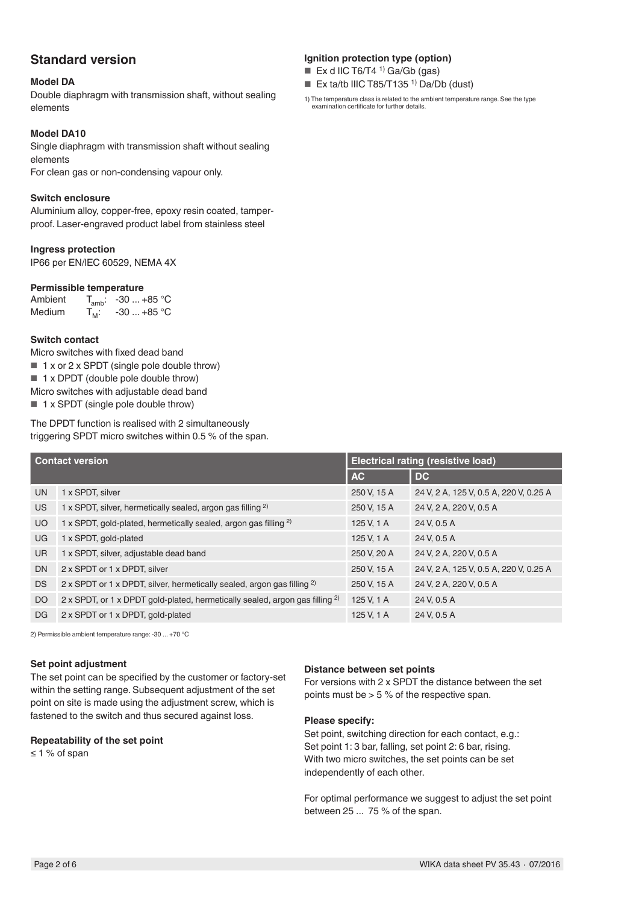## Standard version

### Model DA

Double diaphragm with transmission shaft, without sealing elements

### Model DA10

Single diaphragm with transmission shaft without sealing elements
For clean gas or non-condensing vapour only.

### Switch enclosure

Aluminium alloy, copper-free, epoxy resin coated, tamper-proof. Laser-engraved product label from stainless steel

### Ingress protection

IP66 per EN/IEC 60529, NEMA 4X

### Permissible temperature

Ambient $T_{amb}$: -30 ... +85 °C
Medium $T_M$: -30 ... +85 °C

### Switch contact

Micro switches with fixed dead band

- 1 x or 2 x SPDT (single pole double throw)
- 1 x DPDT (double pole double throw)

Micro switches with adjustable dead band

- 1 x SPDT (single pole double throw)

The DPDT function is realised with 2 simultaneously triggering SPDT micro switches within 0.5 % of the span.

### Ignition protection type (option)

- Ex d IIC T6/T4 [1] Ga/Gb (gas)
- Ex ta/tb IIIC T85/T135 [1] Da/Db (dust)

1) The temperature class is related to the ambient temperature range. See the type examination certificate for further details.

| Contact version | | Electrical rating (resistive load) | |
|---|---|---|---|
| | | AC | DC |
| UN | 1 x SPDT, silver | 250 V, 15 A | 24 V, 2 A, 125 V, 0.5 A, 220 V, 0.25 A |
| US | 1 x SPDT, silver, hermetically sealed, argon gas filling [2] | 250 V, 15 A | 24 V, 2 A, 220 V, 0.5 A |
| UO | 1 x SPDT, gold-plated, hermetically sealed, argon gas filling [2] | 125 V, 1 A | 24 V, 0.5 A |
| UG | 1 x SPDT, gold-plated | 125 V, 1 A | 24 V, 0.5 A |
| UR | 1 x SPDT, silver, adjustable dead band | 250 V, 20 A | 24 V, 2 A, 220 V, 0.5 A |
| DN | 2 x SPDT or 1 x DPDT, silver | 250 V, 15 A | 24 V, 2 A, 125 V, 0.5 A, 220 V, 0.25 A |
| DS | 2 x SPDT or 1 x DPDT, silver, hermetically sealed, argon gas filling [2] | 250 V, 15 A | 24 V, 2 A, 220 V, 0.5 A |
| DO | 2 x SPDT, or 1 x DPDT gold-plated, hermetically sealed, argon gas filling [2] | 125 V, 1 A | 24 V, 0.5 A |
| DG | 2 x SPDT or 1 x DPDT, gold-plated | 125 V, 1 A | 24 V, 0.5 A |

2) Permissible ambient temperature range: -30 ... +70 °C

### Set point adjustment

The set point can be specified by the customer or factory-set within the setting range. Subsequent adjustment of the set point on site is made using the adjustment screw, which is fastened to the switch and thus secured against loss.

### Repeatability of the set point

≤ 1 % of span

### Distance between set points

For versions with 2 x SPDT the distance between the set points must be > 5 % of the respective span.

### Please specify:

Set point, switching direction for each contact, e.g.: Set point 1: 3 bar, falling, set point 2: 6 bar, rising.
With two micro switches, the set points can be set independently of each other.

For optimal performance we suggest to adjust the set point between 25 ... 75 % of the span.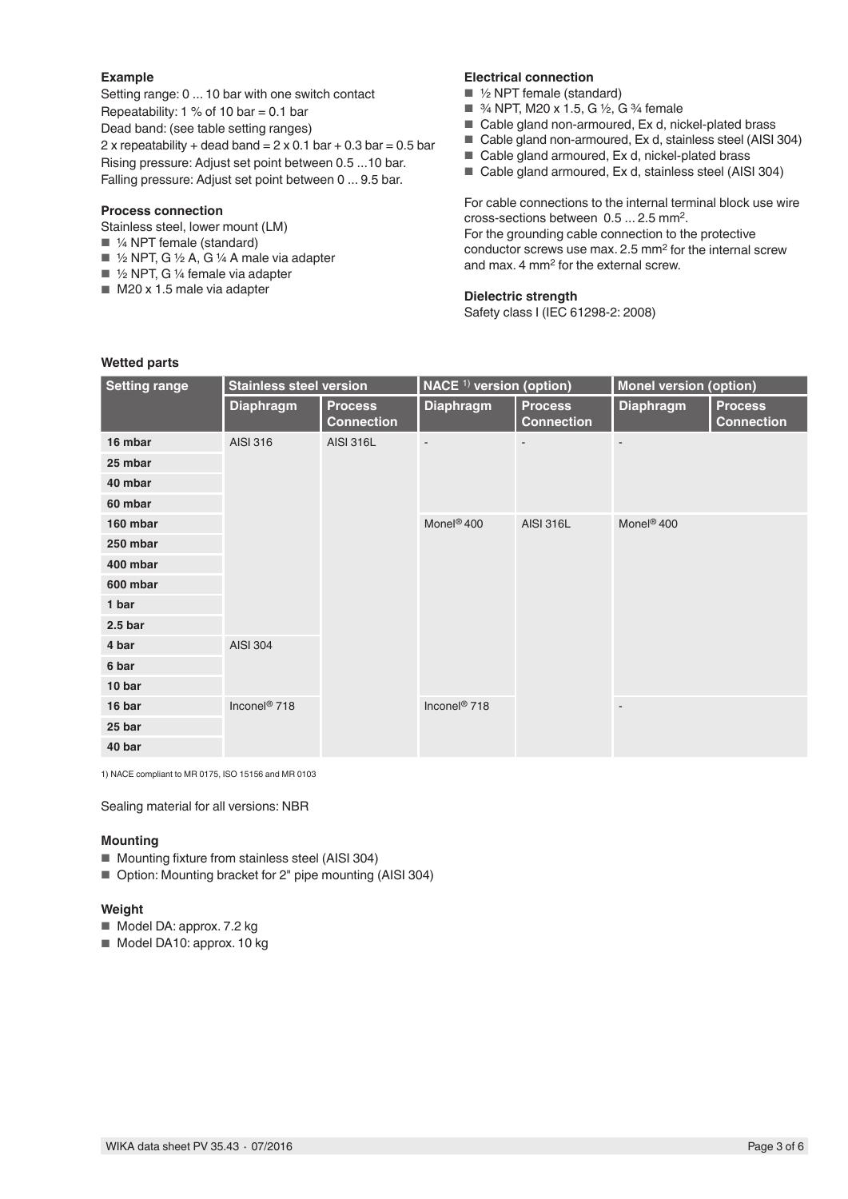### Example

Setting range: 0 ... 10 bar with one switch contact
Repeatability: 1 % of 10 bar = 0.1 bar
Dead band: (see table setting ranges)
2 x repeatability + dead band = 2 x 0.1 bar + 0.3 bar = 0.5 bar
Rising pressure: Adjust set point between 0.5 ...10 bar.
Falling pressure: Adjust set point between 0 ... 9.5 bar.

### Process connection

Stainless steel, lower mount (LM)

- ¼ NPT female (standard)
- ½ NPT, G ½ A, G ¼ A male via adapter
- ½ NPT, G ¼ female via adapter
- M20 x 1.5 male via adapter

### Electrical connection

- ½ NPT female (standard)
- ¾ NPT, M20 x 1.5, G ½, G ¾ female
- Cable gland non-armoured, Ex d, nickel-plated brass
- Cable gland non-armoured, Ex d, stainless steel (AISI 304)
- Cable gland armoured, Ex d, nickel-plated brass
- Cable gland armoured, Ex d, stainless steel (AISI 304)

For cable connections to the internal terminal block use wire cross-sections between 0.5 ... 2.5 mm².
For the grounding cable connection to the protective conductor screws use max. 2.5 mm² for the internal screw and max. 4 mm² for the external screw.

### Dielectric strength

Safety class I (IEC 61298-2: 2008)

### Wetted parts

| Setting range | Stainless steel version | | NACE [1] version (option) | | Monel version (option) | |
|---|---|---|---|---|---|---|
| | Diaphragm | Process Connection | Diaphragm | Process Connection | Diaphragm | Process Connection |
| 16 mbar | AISI 316 | AISI 316L | - | - | - | |
| 25 mbar | | | | | | |
| 40 mbar | | | | | | |
| 60 mbar | | | | | | |
| 160 mbar | | | Monel® 400 | AISI 316L | Monel® 400 | |
| 250 mbar | | | | | | |
| 400 mbar | | | | | | |
| 600 mbar | | | | | | |
| 1 bar | | | | | | |
| 2.5 bar | | | | | | |
| 4 bar | AISI 304 | | | | | |
| 6 bar | | | | | | |
| 10 bar | | | | | | |
| 16 bar | Inconel® 718 | | Inconel® 718 | | - | |
| 25 bar | | | | | | |
| 40 bar | | | | | | |

1) NACE compliant to MR 0175, ISO 15156 and MR 0103

Sealing material for all versions: NBR

### Mounting

- Mounting fixture from stainless steel (AISI 304)
- Option: Mounting bracket for 2" pipe mounting (AISI 304)

### Weight

- Model DA: approx. 7.2 kg
- Model DA10: approx. 10 kg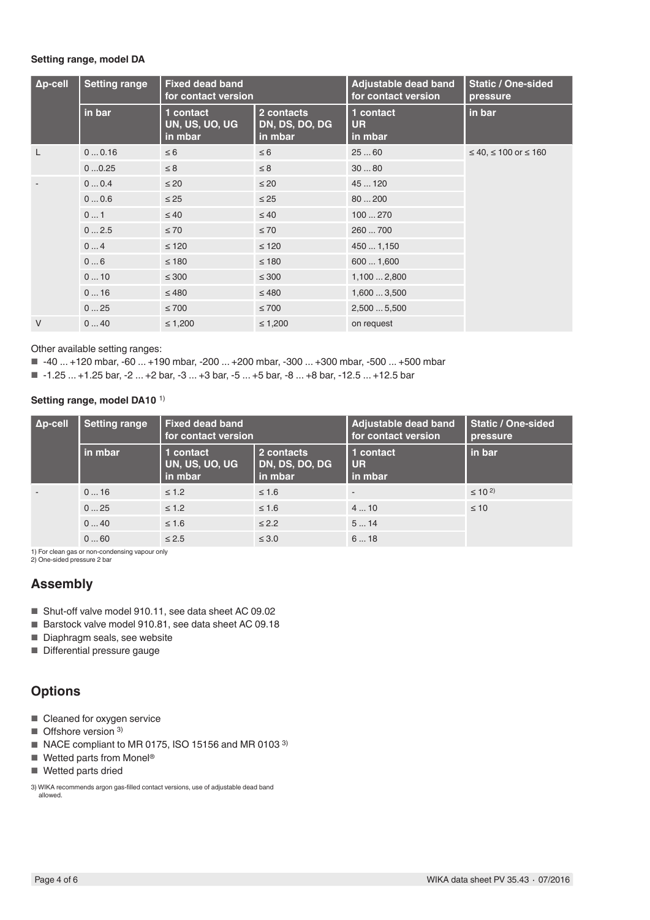**Setting range, model DA**

| Δp-cell | Setting range | Fixed dead band for contact version | | Adjustable dead band for contact version | Static / One-sided pressure |
|---|---|---|---|---|---|
| | in bar | 1 contact UN, US, UO, UG in mbar | 2 contacts DN, DS, DO, DG in mbar | 1 contact UR in mbar | in bar |
| L | 0 ... 0.16 | ≤ 6 | ≤ 6 | 25 ... 60 | ≤ 40, ≤ 100 or ≤ 160 |
| | 0 ...0.25 | ≤ 8 | ≤ 8 | 30 ... 80 | |
| - | 0 ... 0.4 | ≤ 20 | ≤ 20 | 45 ... 120 | |
| | 0 ... 0.6 | ≤ 25 | ≤ 25 | 80 ... 200 | |
| | 0 ... 1 | ≤ 40 | ≤ 40 | 100 ... 270 | |
| | 0 ... 2.5 | ≤ 70 | ≤ 70 | 260 ... 700 | |
| | 0 ... 4 | ≤ 120 | ≤ 120 | 450 ... 1,150 | |
| | 0 ... 6 | ≤ 180 | ≤ 180 | 600 ... 1,600 | |
| | 0 ... 10 | ≤ 300 | ≤ 300 | 1,100 ... 2,800 | |
| | 0 ... 16 | ≤ 480 | ≤ 480 | 1,600 ... 3,500 | |
| | 0 ... 25 | ≤ 700 | ≤ 700 | 2,500 ... 5,500 | |
| V | 0 ... 40 | ≤ 1,200 | ≤ 1,200 | on request | |

Other available setting ranges:

- -40 ... +120 mbar, -60 ... +190 mbar, -200 ... +200 mbar, -300 ... +300 mbar, -500 ... +500 mbar
- -1.25 ... +1.25 bar, -2 ... +2 bar, -3 ... +3 bar, -5 ... +5 bar, -8 ... +8 bar, -12.5 ... +12.5 bar

**Setting range, model DA10** [1)]

| Δp-cell | Setting range | Fixed dead band for contact version | | Adjustable dead band for contact version | Static / One-sided pressure |
|---|---|---|---|---|---|
| | in mbar | 1 contact UN, US, UO, UG in mbar | 2 contacts DN, DS, DO, DG in mbar | 1 contact UR in mbar | in bar |
| - | 0 ... 16 | ≤ 1.2 | ≤ 1.6 | - | ≤ 10 [2)] |
| | 0 ... 25 | ≤ 1.2 | ≤ 1.6 | 4 ... 10 | ≤ 10 |
| | 0 ... 40 | ≤ 1.6 | ≤ 2.2 | 5 ... 14 | |
| | 0 ... 60 | ≤ 2.5 | ≤ 3.0 | 6 ... 18 | |

1) For clean gas or non-condensing vapour only
2) One-sided pressure 2 bar

## Assembly

- Shut-off valve model 910.11, see data sheet AC 09.02
- Barstock valve model 910.81, see data sheet AC 09.18
- Diaphragm seals, see website
- Differential pressure gauge

## Options

- Cleaned for oxygen service
- Offshore version [3)]
- NACE compliant to MR 0175, ISO 15156 and MR 0103 [3)]
- Wetted parts from Monel®
- Wetted parts dried

3) WIKA recommends argon gas-filled contact versions, use of adjustable dead band allowed.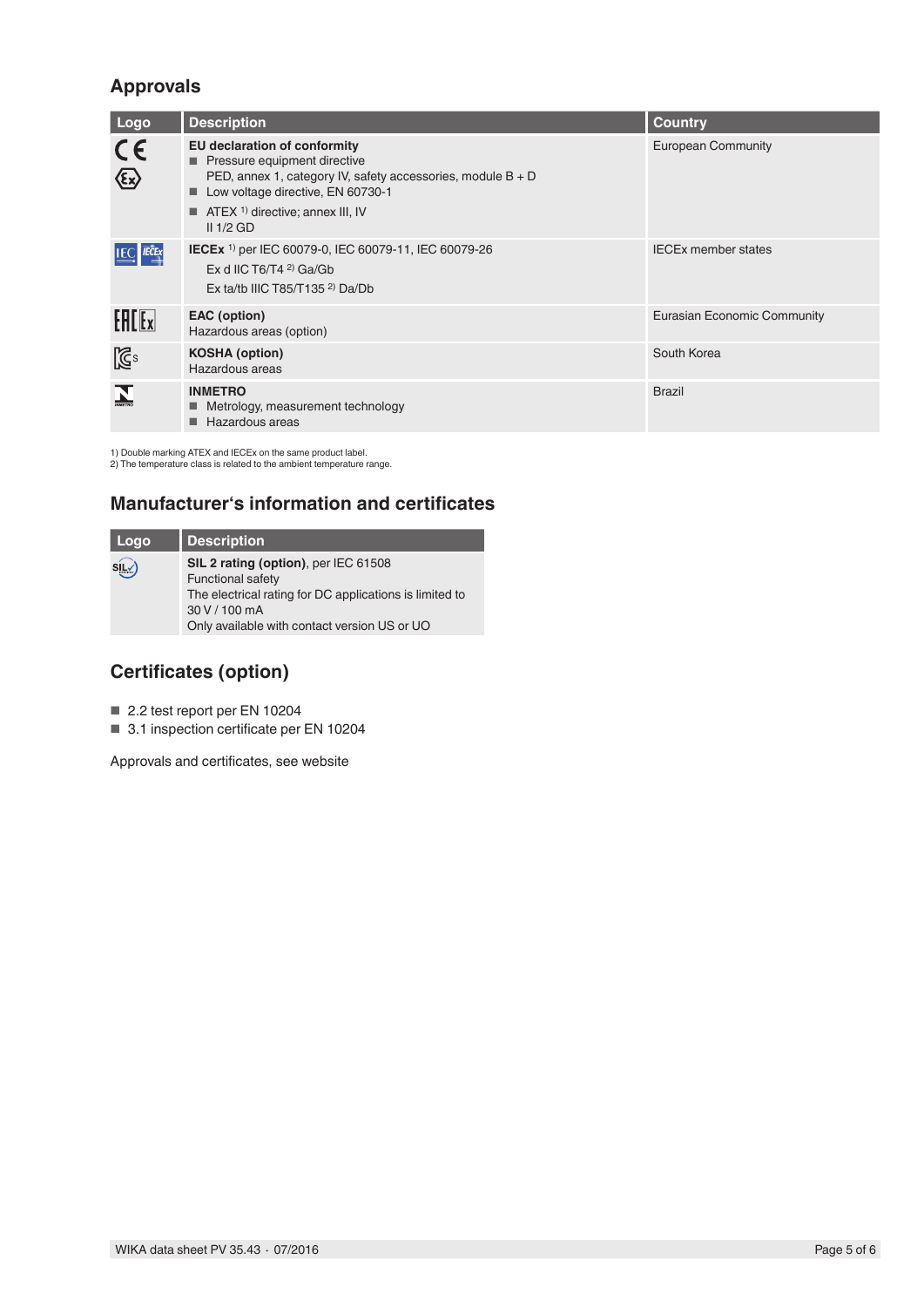## Approvals

| Logo | Description | Country |
|---|---|---|
| | **EU declaration of conformity**<br>■ Pressure equipment directive<br>PED, annex 1, category IV, safety accessories, module B + D<br>■ Low voltage directive, EN 60730-1<br>■ ATEX [1] directive; annex III, IV<br>II 1/2 GD | European Community |
| | **IECEx** [1] per IEC 60079-0, IEC 60079-11, IEC 60079-26<br>Ex d IIC T6/T4 [2] Ga/Gb<br>Ex ta/tb IIIC T85/T135 [2] Da/Db | IECEx member states |
| | **EAC (option)**<br>Hazardous areas (option) | Eurasian Economic Community |
| | **KOSHA (option)**<br>Hazardous areas | South Korea |
| | **INMETRO**<br>■ Metrology, measurement technology<br>■ Hazardous areas | Brazil |

1) Double marking ATEX and IECEx on the same product label.
2) The temperature class is related to the ambient temperature range.

## Manufacturer's information and certificates

| Logo | Description |
|---|---|
| | **SIL 2 rating (option)**, per IEC 61508<br>Functional safety<br>The electrical rating for DC applications is limited to 30 V / 100 mA<br>Only available with contact version US or UO |

## Certificates (option)

- 2.2 test report per EN 10204
- 3.1 inspection certificate per EN 10204

Approvals and certificates, see website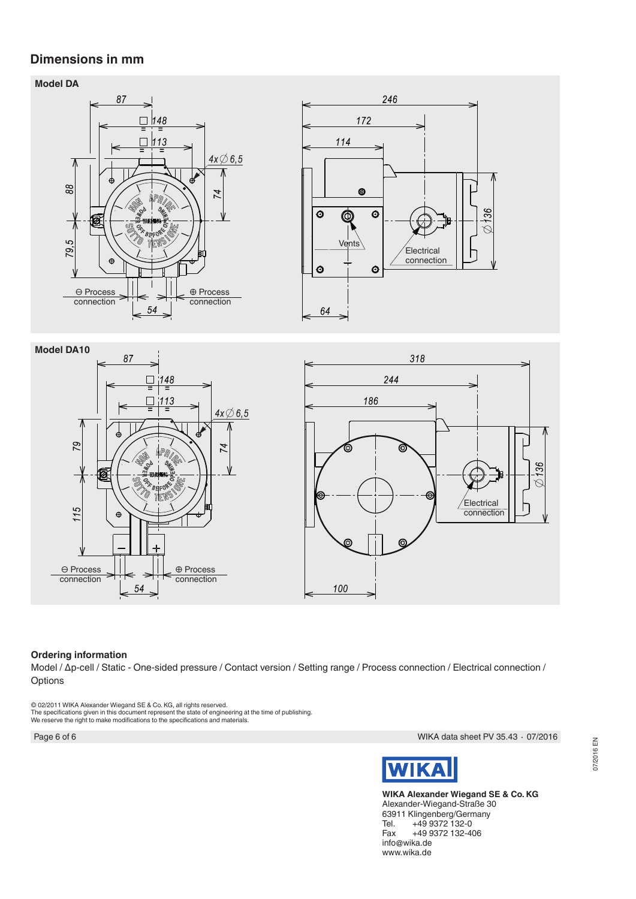## Dimensions in mm

### Model DA

87
□ 148
□ 113
4x ∅ 6,5
74
88
79,5
⊖ Process connection
⊕ Process connection
54
246
172
114
Vents
Electrical connection
∅ 136
64

### Model DA10

87
□ 148
□ 113
4x ∅ 6,5
74
79
115
⊖ Process connection
⊕ Process connection
54
318
244
186
Electrical connection
∅ 136
100

### Ordering information

Model / Δp-cell / Static - One-sided pressure / Contact version / Setting range / Process connection / Electrical connection / Options

© 02/2011 WIKA Alexander Wiegand SE & Co. KG, all rights reserved.
The specifications given in this document represent the state of engineering at the time of publishing.
We reserve the right to modify the specifications and materials.

**WIKA Alexander Wiegand SE & Co. KG**
Alexander-Wiegand-Straße 30
63911 Klingenberg/Germany
Tel. +49 9372 132-0
Fax +49 9372 132-406
info@wika.de
www.wika.de